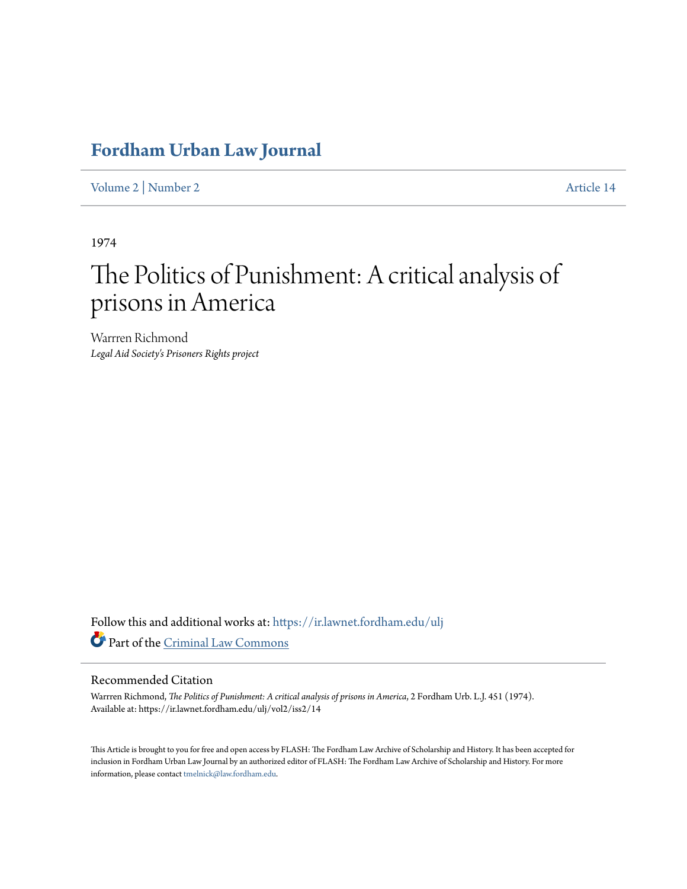# Fordham Urban Law Journal

Volume 2 | Number 2 Article 14

1974

# The Politics of Punishment: A critical analysis of prisons in America

Warrren Richmond
*Legal Aid Society's Prisoners Rights project*

Follow this and additional works at: https://ir.lawnet.fordham.edu/ulj

Part of the Criminal Law Commons

## Recommended Citation

Warrren Richmond, *The Politics of Punishment: A critical analysis of prisons in America*, 2 Fordham Urb. L.J. 451 (1974).
Available at: https://ir.lawnet.fordham.edu/ulj/vol2/iss2/14

This Article is brought to you for free and open access by FLASH: The Fordham Law Archive of Scholarship and History. It has been accepted for inclusion in Fordham Urban Law Journal by an authorized editor of FLASH: The Fordham Law Archive of Scholarship and History. For more information, please contact tmelnick@law.fordham.edu.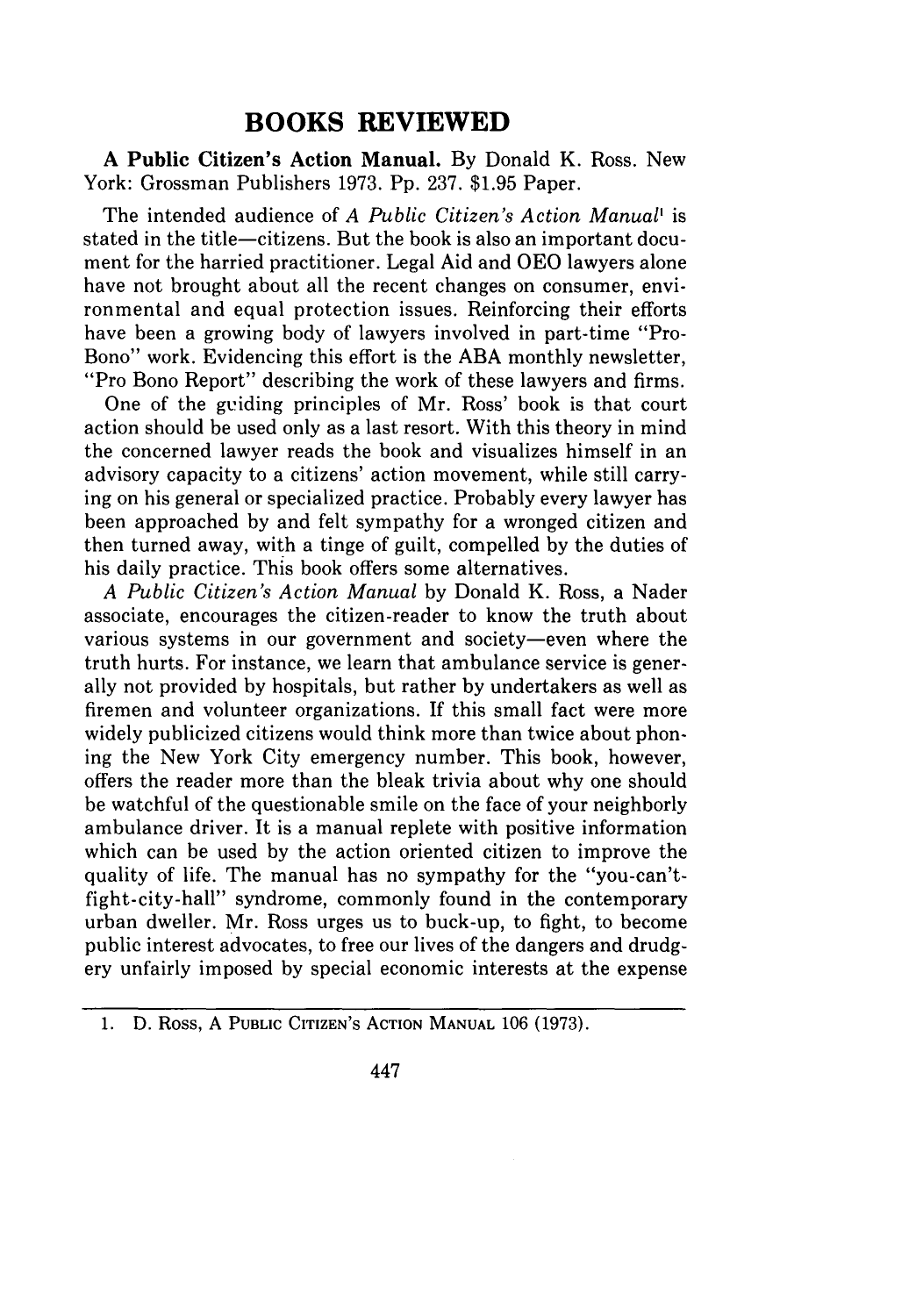## BOOKS REVIEWED

**A Public Citizen's Action Manual.** By Donald K. Ross. New York: Grossman Publishers 1973. Pp. 237. $1.95 Paper.

The intended audience of *A Public Citizen's Action Manual*[1] is stated in the title—citizens. But the book is also an important document for the harried practitioner. Legal Aid and OEO lawyers alone have not brought about all the recent changes on consumer, environmental and equal protection issues. Reinforcing their efforts have been a growing body of lawyers involved in part-time "Pro-Bono" work. Evidencing this effort is the ABA monthly newsletter, "Pro Bono Report" describing the work of these lawyers and firms.

One of the guiding principles of Mr. Ross' book is that court action should be used only as a last resort. With this theory in mind the concerned lawyer reads the book and visualizes himself in an advisory capacity to a citizens' action movement, while still carrying on his general or specialized practice. Probably every lawyer has been approached by and felt sympathy for a wronged citizen and then turned away, with a tinge of guilt, compelled by the duties of his daily practice. This book offers some alternatives.

*A Public Citizen's Action Manual* by Donald K. Ross, a Nader associate, encourages the citizen-reader to know the truth about various systems in our government and society—even where the truth hurts. For instance, we learn that ambulance service is generally not provided by hospitals, but rather by undertakers as well as firemen and volunteer organizations. If this small fact were more widely publicized citizens would think more than twice about phoning the New York City emergency number. This book, however, offers the reader more than the bleak trivia about why one should be watchful of the questionable smile on the face of your neighborly ambulance driver. It is a manual replete with positive information which can be used by the action oriented citizen to improve the quality of life. The manual has no sympathy for the "you-can't-fight-city-hall" syndrome, commonly found in the contemporary urban dweller. Mr. Ross urges us to buck-up, to fight, to become public interest advocates, to free our lives of the dangers and drudgery unfairly imposed by special economic interests at the expense

1. D. ROSS, A PUBLIC CITIZEN'S ACTION MANUAL 106 (1973).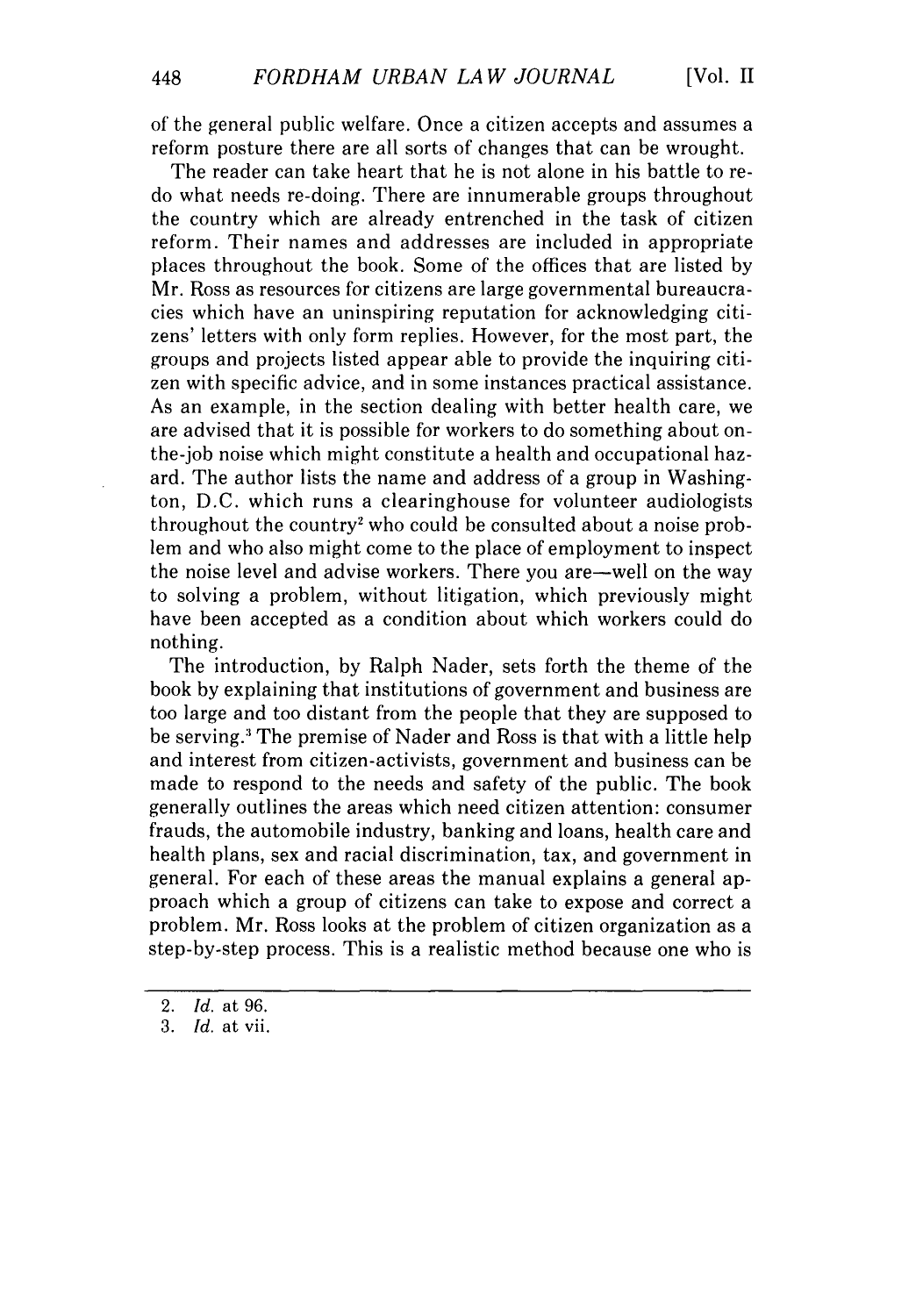of the general public welfare. Once a citizen accepts and assumes a reform posture there are all sorts of changes that can be wrought.

The reader can take heart that he is not alone in his battle to re-do what needs re-doing. There are innumerable groups throughout the country which are already entrenched in the task of citizen reform. Their names and addresses are included in appropriate places throughout the book. Some of the offices that are listed by Mr. Ross as resources for citizens are large governmental bureaucracies which have an uninspiring reputation for acknowledging citizens' letters with only form replies. However, for the most part, the groups and projects listed appear able to provide the inquiring citizen with specific advice, and in some instances practical assistance. As an example, in the section dealing with better health care, we are advised that it is possible for workers to do something about on-the-job noise which might constitute a health and occupational hazard. The author lists the name and address of a group in Washington, D.C. which runs a clearinghouse for volunteer audiologists throughout the country[2] who could be consulted about a noise problem and who also might come to the place of employment to inspect the noise level and advise workers. There you are—well on the way to solving a problem, without litigation, which previously might have been accepted as a condition about which workers could do nothing.

The introduction, by Ralph Nader, sets forth the theme of the book by explaining that institutions of government and business are too large and too distant from the people that they are supposed to be serving.[3] The premise of Nader and Ross is that with a little help and interest from citizen-activists, government and business can be made to respond to the needs and safety of the public. The book generally outlines the areas which need citizen attention: consumer frauds, the automobile industry, banking and loans, health care and health plans, sex and racial discrimination, tax, and government in general. For each of these areas the manual explains a general approach which a group of citizens can take to expose and correct a problem. Mr. Ross looks at the problem of citizen organization as a step-by-step process. This is a realistic method because one who is

---

2. *Id.* at 96.
3. *Id.* at vii.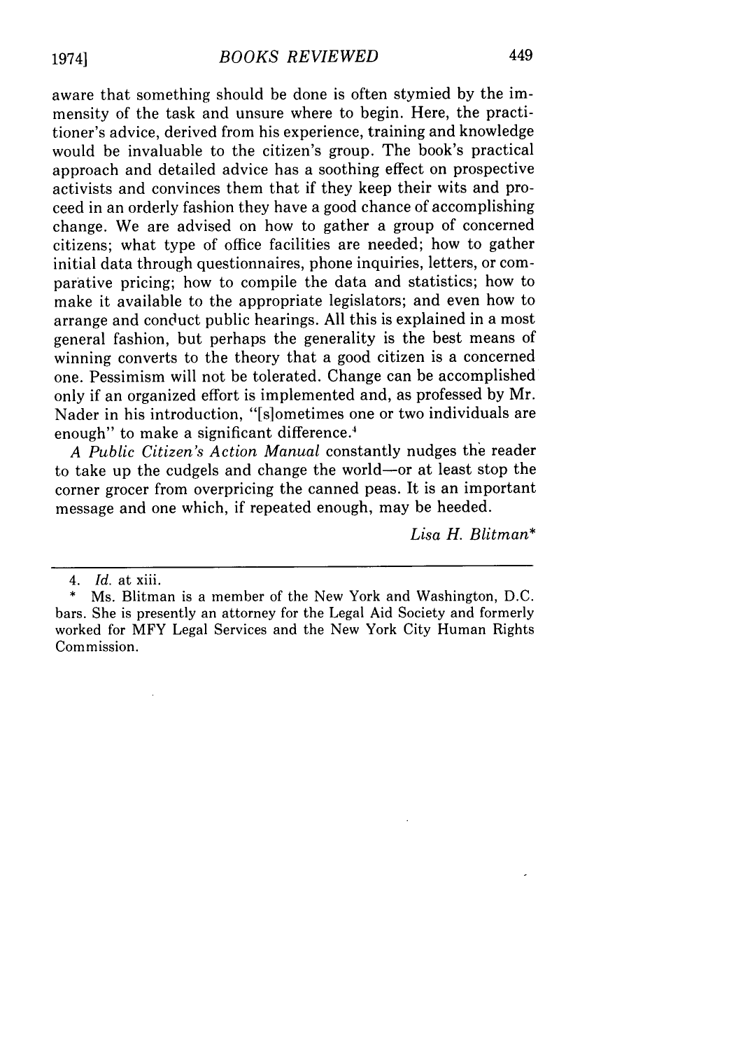aware that something should be done is often stymied by the immensity of the task and unsure where to begin. Here, the practitioner's advice, derived from his experience, training and knowledge would be invaluable to the citizen's group. The book's practical approach and detailed advice has a soothing effect on prospective activists and convinces them that if they keep their wits and proceed in an orderly fashion they have a good chance of accomplishing change. We are advised on how to gather a group of concerned citizens; what type of office facilities are needed; how to gather initial data through questionnaires, phone inquiries, letters, or comparative pricing; how to compile the data and statistics; how to make it available to the appropriate legislators; and even how to arrange and conduct public hearings. All this is explained in a most general fashion, but perhaps the generality is the best means of winning converts to the theory that a good citizen is a concerned one. Pessimism will not be tolerated. Change can be accomplished only if an organized effort is implemented and, as professed by Mr. Nader in his introduction, "[s]ometimes one or two individuals are enough" to make a significant difference.[4]

*A Public Citizen's Action Manual* constantly nudges the reader to take up the cudgels and change the world—or at least stop the corner grocer from overpricing the canned peas. It is an important message and one which, if repeated enough, may be heeded.

*Lisa H. Blitman**

---

4. *Id.* at xiii.

\* Ms. Blitman is a member of the New York and Washington, D.C. bars. She is presently an attorney for the Legal Aid Society and formerly worked for MFY Legal Services and the New York City Human Rights Commission.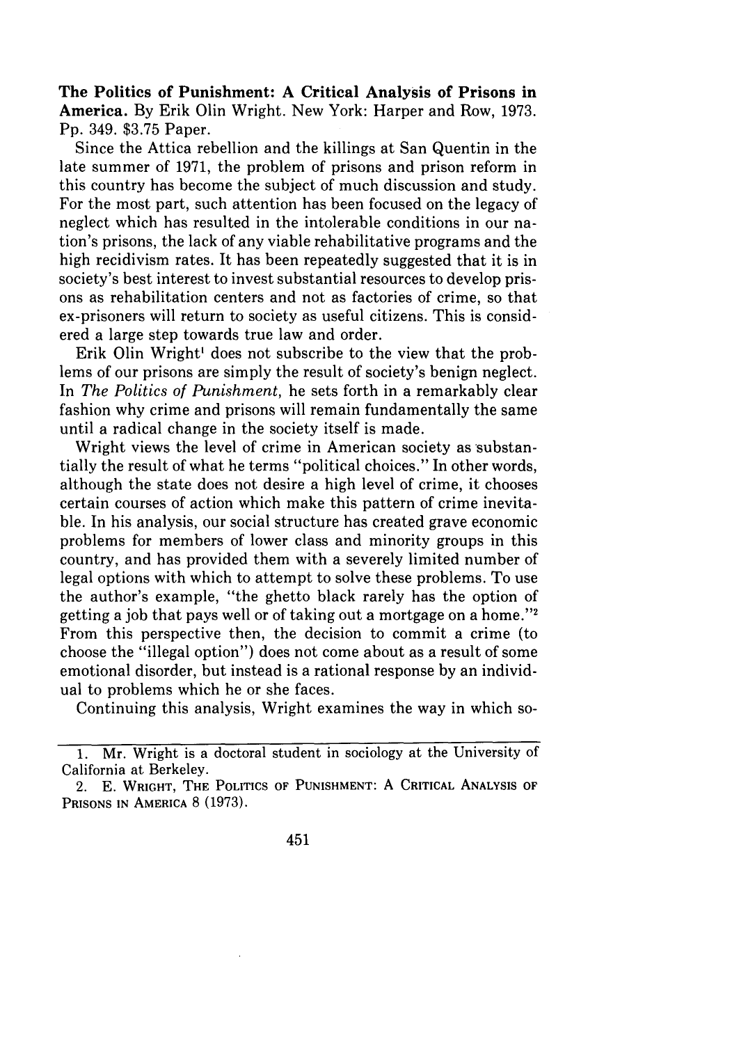**The Politics of Punishment: A Critical Analysis of Prisons in America.** By Erik Olin Wright. New York: Harper and Row, 1973. Pp. 349. $3.75 Paper.

Since the Attica rebellion and the killings at San Quentin in the late summer of 1971, the problem of prisons and prison reform in this country has become the subject of much discussion and study. For the most part, such attention has been focused on the legacy of neglect which has resulted in the intolerable conditions in our nation's prisons, the lack of any viable rehabilitative programs and the high recidivism rates. It has been repeatedly suggested that it is in society's best interest to invest substantial resources to develop prisons as rehabilitation centers and not as factories of crime, so that ex-prisoners will return to society as useful citizens. This is considered a large step towards true law and order.

Erik Olin Wright[1] does not subscribe to the view that the problems of our prisons are simply the result of society's benign neglect. In *The Politics of Punishment,* he sets forth in a remarkably clear fashion why crime and prisons will remain fundamentally the same until a radical change in the society itself is made.

Wright views the level of crime in American society as substantially the result of what he terms "political choices." In other words, although the state does not desire a high level of crime, it chooses certain courses of action which make this pattern of crime inevitable. In his analysis, our social structure has created grave economic problems for members of lower class and minority groups in this country, and has provided them with a severely limited number of legal options with which to attempt to solve these problems. To use the author's example, "the ghetto black rarely has the option of getting a job that pays well or of taking out a mortgage on a home."[2] From this perspective then, the decision to commit a crime (to choose the "illegal option") does not come about as a result of some emotional disorder, but instead is a rational response by an individual to problems which he or she faces.

Continuing this analysis, Wright examines the way in which so-

---

1. Mr. Wright is a doctoral student in sociology at the University of California at Berkeley.

2. E. WRIGHT, THE POLITICS OF PUNISHMENT: A CRITICAL ANALYSIS OF PRISONS IN AMERICA 8 (1973).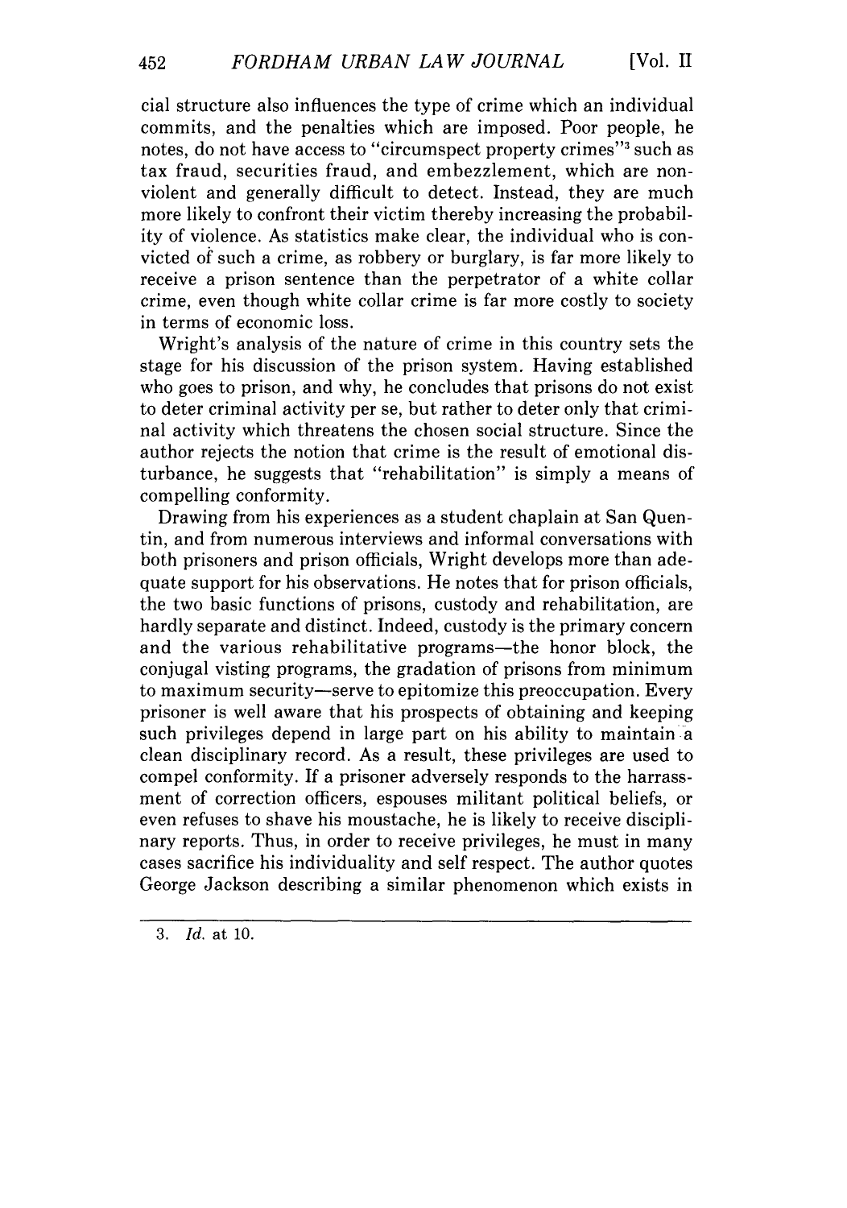cial structure also influences the type of crime which an individual commits, and the penalties which are imposed. Poor people, he notes, do not have access to "circumspect property crimes"[3] such as tax fraud, securities fraud, and embezzlement, which are non-violent and generally difficult to detect. Instead, they are much more likely to confront their victim thereby increasing the probability of violence. As statistics make clear, the individual who is convicted of such a crime, as robbery or burglary, is far more likely to receive a prison sentence than the perpetrator of a white collar crime, even though white collar crime is far more costly to society in terms of economic loss.

Wright's analysis of the nature of crime in this country sets the stage for his discussion of the prison system. Having established who goes to prison, and why, he concludes that prisons do not exist to deter criminal activity per se, but rather to deter only that criminal activity which threatens the chosen social structure. Since the author rejects the notion that crime is the result of emotional disturbance, he suggests that "rehabilitation" is simply a means of compelling conformity.

Drawing from his experiences as a student chaplain at San Quentin, and from numerous interviews and informal conversations with both prisoners and prison officials, Wright develops more than adequate support for his observations. He notes that for prison officials, the two basic functions of prisons, custody and rehabilitation, are hardly separate and distinct. Indeed, custody is the primary concern and the various rehabilitative programs—the honor block, the conjugal visting programs, the gradation of prisons from minimum to maximum security—serve to epitomize this preoccupation. Every prisoner is well aware that his prospects of obtaining and keeping such privileges depend in large part on his ability to maintain a clean disciplinary record. As a result, these privileges are used to compel conformity. If a prisoner adversely responds to the harrassment of correction officers, espouses militant political beliefs, or even refuses to shave his moustache, he is likely to receive disciplinary reports. Thus, in order to receive privileges, he must in many cases sacrifice his individuality and self respect. The author quotes George Jackson describing a similar phenomenon which exists in

---

3. *Id.* at 10.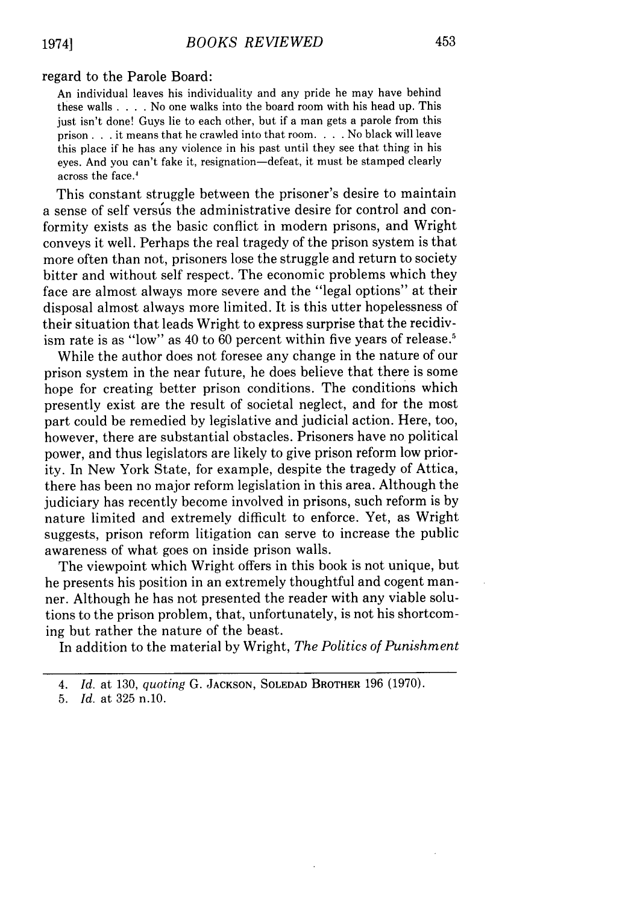regard to the Parole Board:

> An individual leaves his individuality and any pride he may have behind these walls . . . . No one walks into the board room with his head up. This just isn't done! Guys lie to each other, but if a man gets a parole from this prison . . . it means that he crawled into that room. . . . No black will leave this place if he has any violence in his past until they see that thing in his eyes. And you can't fake it, resignation—defeat, it must be stamped clearly across the face.[4]

This constant struggle between the prisoner's desire to maintain a sense of self versus the administrative desire for control and conformity exists as the basic conflict in modern prisons, and Wright conveys it well. Perhaps the real tragedy of the prison system is that more often than not, prisoners lose the struggle and return to society bitter and without self respect. The economic problems which they face are almost always more severe and the "legal options" at their disposal almost always more limited. It is this utter hopelessness of their situation that leads Wright to express surprise that the recidivism rate is as "low" as 40 to 60 percent within five years of release.[5]

While the author does not foresee any change in the nature of our prison system in the near future, he does believe that there is some hope for creating better prison conditions. The conditions which presently exist are the result of societal neglect, and for the most part could be remedied by legislative and judicial action. Here, too, however, there are substantial obstacles. Prisoners have no political power, and thus legislators are likely to give prison reform low priority. In New York State, for example, despite the tragedy of Attica, there has been no major reform legislation in this area. Although the judiciary has recently become involved in prisons, such reform is by nature limited and extremely difficult to enforce. Yet, as Wright suggests, prison reform litigation can serve to increase the public awareness of what goes on inside prison walls.

The viewpoint which Wright offers in this book is not unique, but he presents his position in an extremely thoughtful and cogent manner. Although he has not presented the reader with any viable solutions to the prison problem, that, unfortunately, is not his shortcoming but rather the nature of the beast.

In addition to the material by Wright, *The Politics of Punishment*

---

4. *Id.* at 130, *quoting* G. JACKSON, SOLEDAD BROTHER 196 (1970).
5. *Id.* at 325 n.10.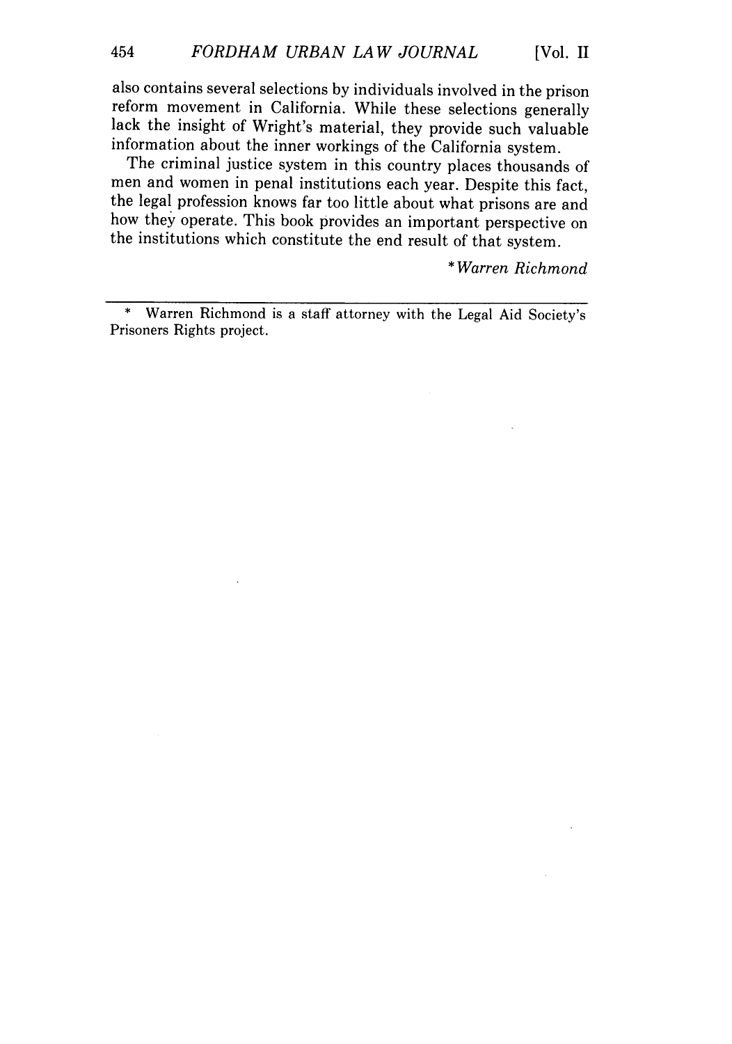also contains several selections by individuals involved in the prison reform movement in California. While these selections generally lack the insight of Wright's material, they provide such valuable information about the inner workings of the California system.

The criminal justice system in this country places thousands of men and women in penal institutions each year. Despite this fact, the legal profession knows far too little about what prisons are and how they operate. This book provides an important perspective on the institutions which constitute the end result of that system.

*\*Warren Richmond*

---

\* Warren Richmond is a staff attorney with the Legal Aid Society's Prisoners Rights project.